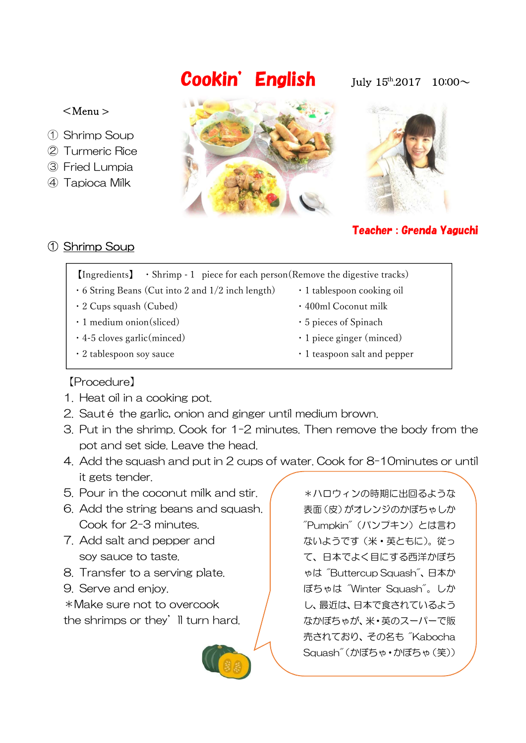# Cookin' English

July 15th 2017　10:00～

＜Menu＞

① Shrimp Soup
② Turmeric Rice
③ Fried Lumpia
④ Tapioca Milk

**Teacher : Grenda Yaguchi**

## ① Shrimp Soup

【Ingredients】
- Shrimp - 1　piece for each person (Remove the digestive tracks)
- 6 String Beans (Cut into 2 and 1/2 inch length)
- 2 Cups squash (Cubed)
- 1 medium onion (sliced)
- 4-5 cloves garlic (minced)
- 2 tablespoon soy sauce
- 1 tablespoon cooking oil
- 400ml Coconut milk
- 5 pieces of Spinach
- 1 piece ginger (minced)
- 1 teaspoon salt and pepper

【Procedure】

1. Heat oil in a cooking pot.
2. Sauté the garlic, onion and ginger until medium brown.
3. Put in the shrimp. Cook for 1-2 minutes. Then remove the body from the pot and set side. Leave the head.
4. Add the squash and put in 2 cups of water. Cook for 8-10minutes or until it gets tender.
5. Pour in the coconut milk and stir.
6. Add the string beans and squash. Cook for 2-3 minutes.
7. Add salt and pepper and soy sauce to taste.
8. Transfer to a serving plate.
9. Serve and enjoy.

*Make sure not to overcook the shrimps or they' ll turn hard.

＊ハロウィンの時期に出回るような表面（皮）がオレンジのかぼちゃしか "Pumpkin"（パンプキン）とは言わないようです（米・英ともに）。従って、日本でよく目にする西洋かぼちゃは "Buttercup Squash"、日本かぼちゃは "Winter Squash"。しかし、最近は、日本で食されているようなかぼちゃが、米・英のスーパーで販売されており、その名も "Kabocha Squash"（かぼちゃ・かぼちゃ（笑））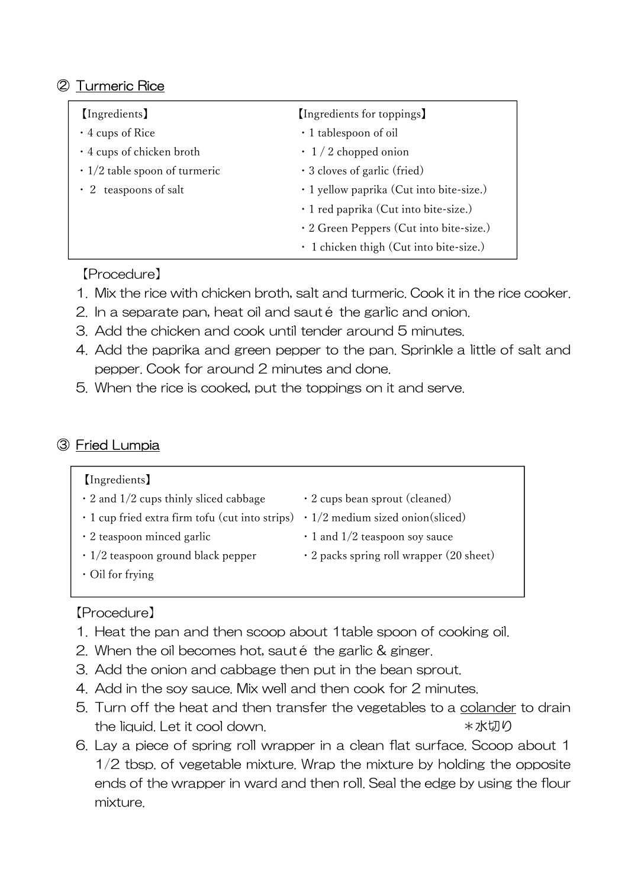## ② Turmeric Rice

【Ingredients】
- 4 cups of Rice
- 4 cups of chicken broth
- 1/2 table spoon of turmeric
- 2 teaspoons of salt

【Ingredients for toppings】
- 1 tablespoon of oil
- 1 / 2 chopped onion
- 3 cloves of garlic (fried)
- 1 yellow paprika (Cut into bite-size.)
- 1 red paprika (Cut into bite-size.)
- 2 Green Peppers (Cut into bite-size.)
- 1 chicken thigh (Cut into bite-size.)

【Procedure】
1. Mix the rice with chicken broth, salt and turmeric. Cook it in the rice cooker.
2. In a separate pan, heat oil and sauté the garlic and onion.
3. Add the chicken and cook until tender around 5 minutes.
4. Add the paprika and green pepper to the pan. Sprinkle a little of salt and pepper. Cook for around 2 minutes and done.
5. When the rice is cooked, put the toppings on it and serve.

## ③ Fried Lumpia

【Ingredients】
- 2 and 1/2 cups thinly sliced cabbage
- 1 cup fried extra firm tofu (cut into strips)
- 2 teaspoon minced garlic
- 1/2 teaspoon ground black pepper
- Oil for frying
- 2 cups bean sprout (cleaned)
- 1/2 medium sized onion(sliced)
- 1 and 1/2 teaspoon soy sauce
- 2 packs spring roll wrapper (20 sheet)

【Procedure】
1. Heat the pan and then scoop about 1table spoon of cooking oil.
2. When the oil becomes hot, sauté the garlic & ginger.
3. Add the onion and cabbage then put in the bean sprout.
4. Add in the soy sauce. Mix well and then cook for 2 minutes.
5. Turn off the heat and then transfer the vegetables to a colander to drain the liquid. Let it cool down. ＊水切り
6. Lay a piece of spring roll wrapper in a clean flat surface. Scoop about 1 1/2 tbsp. of vegetable mixture. Wrap the mixture by holding the opposite ends of the wrapper in ward and then roll. Seal the edge by using the flour mixture.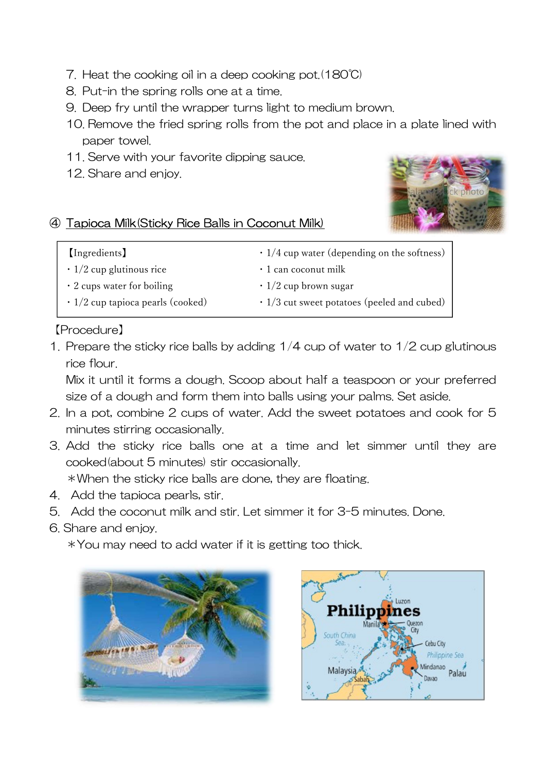7. Heat the cooking oil in a deep cooking pot.(180℃)
8. Put-in the spring rolls one at a time.
9. Deep fry until the wrapper turns light to medium brown.
10. Remove the fried spring rolls from the pot and place in a plate lined with paper towel.
11. Serve with your favorite dipping sauce.
12. Share and enjoy.

## ④ Tapioca Milk(Sticky Rice Balls in Coconut Milk)

| | |
|---|---|
| 【Ingredients】 | ・1/4 cup water (depending on the softness) |
| ・1/2 cup glutinous rice | ・1 can coconut milk |
| ・2 cups water for boiling | ・1/2 cup brown sugar |
| ・1/2 cup tapioca pearls (cooked) | ・1/3 cut sweet potatoes (peeled and cubed) |

【Procedure】

1. Prepare the sticky rice balls by adding 1/4 cup of water to 1/2 cup glutinous rice flour.
   Mix it until it forms a dough. Scoop about half a teaspoon or your preferred size of a dough and form them into balls using your palms. Set aside.
2. In a pot, combine 2 cups of water. Add the sweet potatoes and cook for 5 minutes stirring occasionally.
3. Add the sticky rice balls one at a time and let simmer until they are cooked(about 5 minutes) stir occasionally.
   ＊When the sticky rice balls are done, they are floating.
4. Add the tapioca pearls, stir.
5. Add the coconut milk and stir. Let simmer it for 3-5 minutes. Done.
6. Share and enjoy.
   ＊You may need to add water if it is getting too thick.